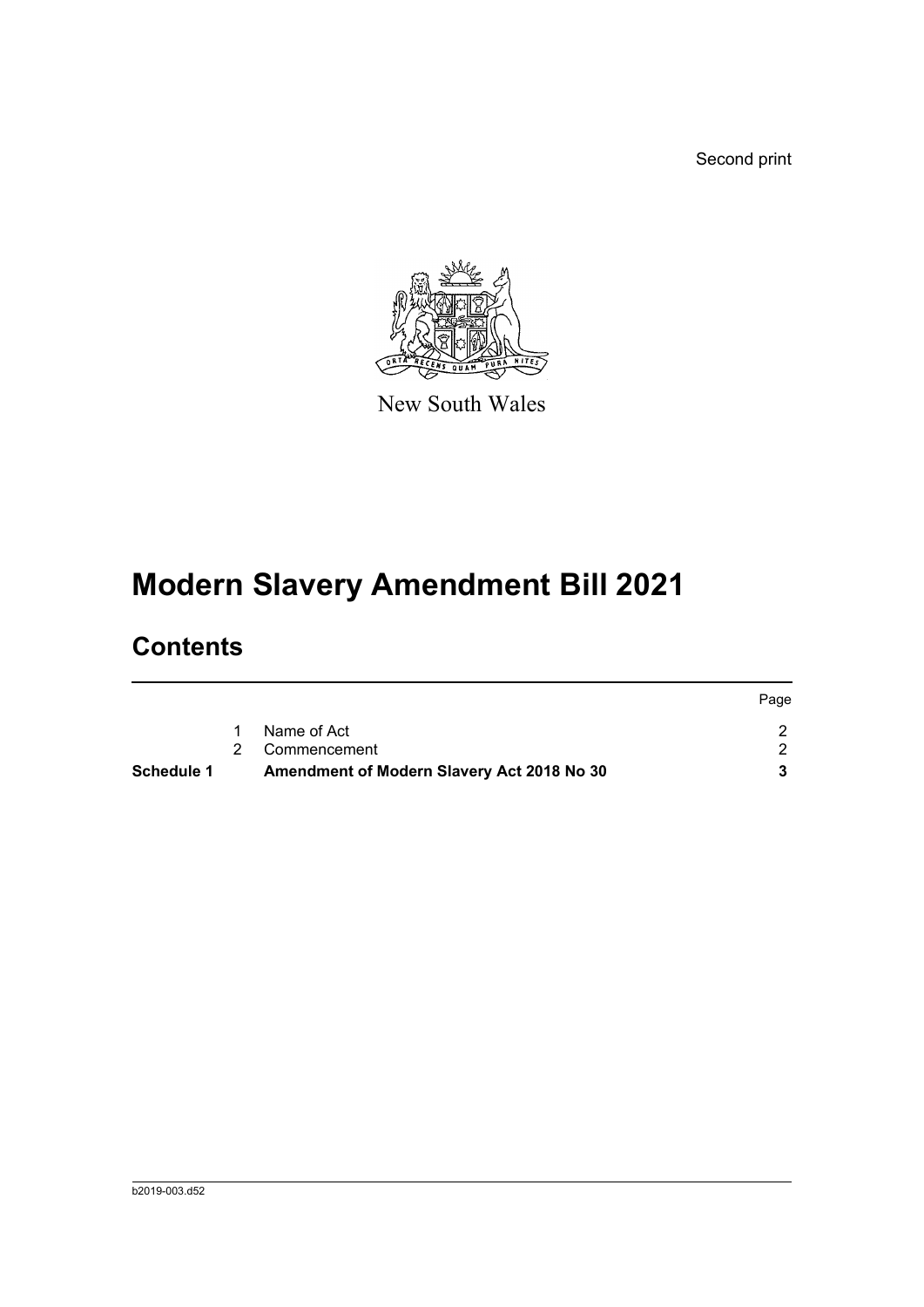Second print

New South Wales

# Modern Slavery Amendment Bill 2021

## Contents

| | | | Page |
|---|---|---|---|
| | 1 | Name of Act | 2 |
| | 2 | Commencement | 2 |
| **Schedule 1** | | **Amendment of Modern Slavery Act 2018 No 30** | **3** |

b2019-003.d52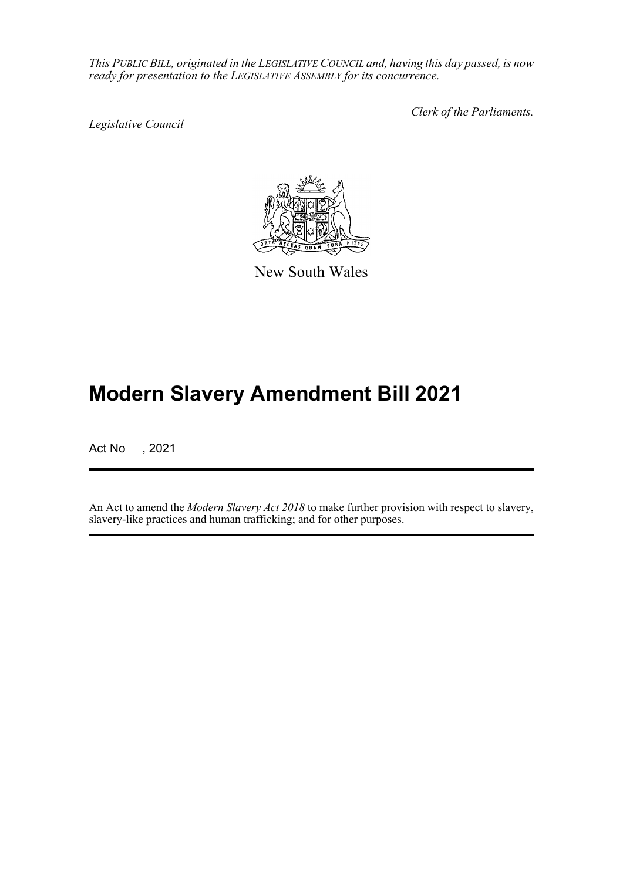*This PUBLIC BILL, originated in the LEGISLATIVE COUNCIL and, having this day passed, is now ready for presentation to the LEGISLATIVE ASSEMBLY for its concurrence.*

*Legislative Council*

*Clerk of the Parliaments.*

New South Wales

# Modern Slavery Amendment Bill 2021

Act No , 2021

An Act to amend the *Modern Slavery Act 2018* to make further provision with respect to slavery, slavery-like practices and human trafficking; and for other purposes.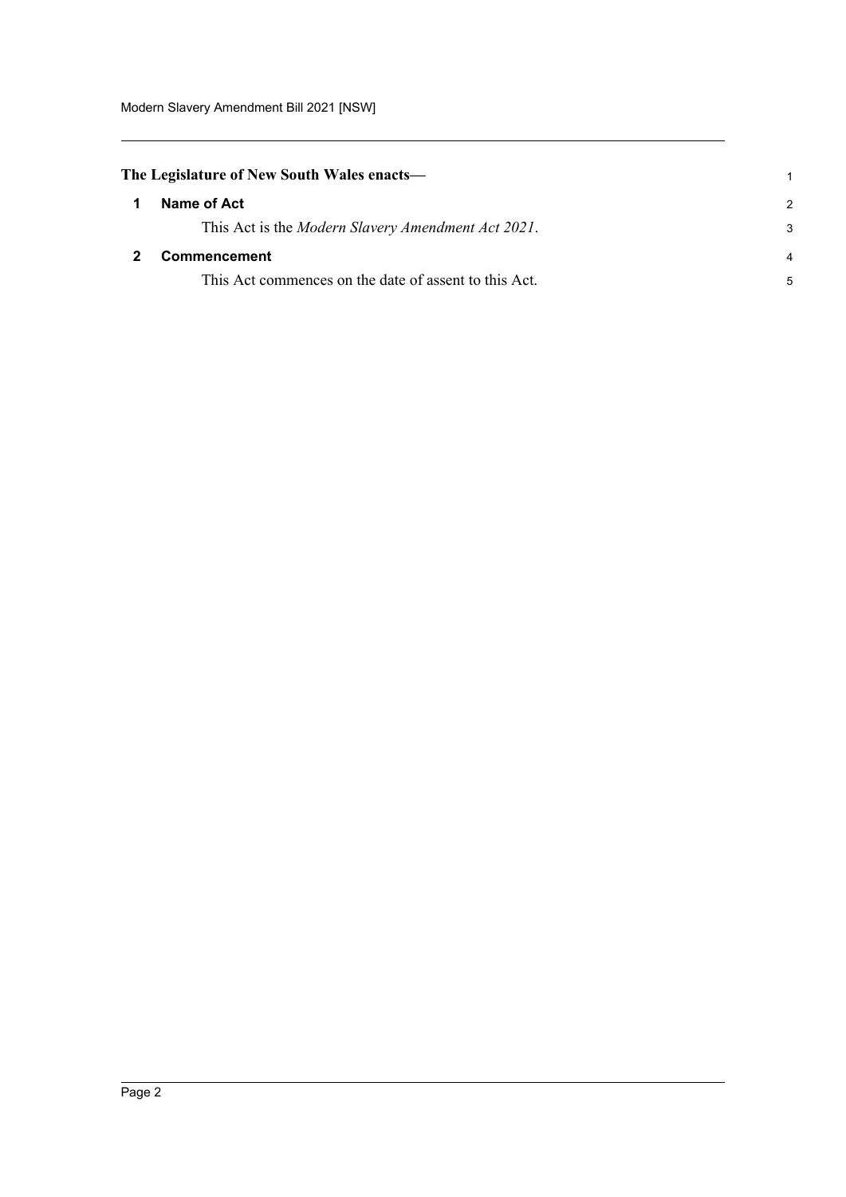**The Legislature of New South Wales enacts—**

## 1 Name of Act

This Act is the *Modern Slavery Amendment Act 2021*.

## 2 Commencement

This Act commences on the date of assent to this Act.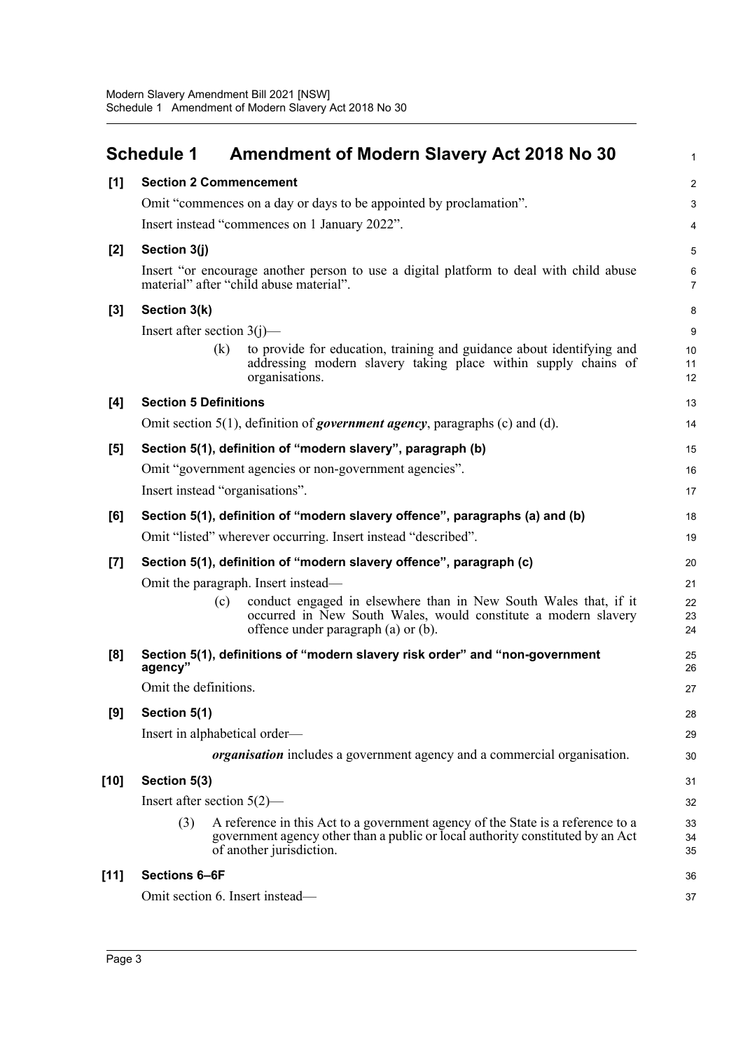## Schedule 1 Amendment of Modern Slavery Act 2018 No 30

**[1] Section 2 Commencement**

Omit "commences on a day or days to be appointed by proclamation".

Insert instead "commences on 1 January 2022".

**[2] Section 3(j)**

Insert "or encourage another person to use a digital platform to deal with child abuse material" after "child abuse material".

**[3] Section 3(k)**

Insert after section 3(j)—

> (k) to provide for education, training and guidance about identifying and addressing modern slavery taking place within supply chains of organisations.

**[4] Section 5 Definitions**

Omit section 5(1), definition of ***government agency***, paragraphs (c) and (d).

**[5] Section 5(1), definition of "modern slavery", paragraph (b)**

Omit "government agencies or non-government agencies".

Insert instead "organisations".

**[6] Section 5(1), definition of "modern slavery offence", paragraphs (a) and (b)**

Omit "listed" wherever occurring. Insert instead "described".

**[7] Section 5(1), definition of "modern slavery offence", paragraph (c)**

Omit the paragraph. Insert instead—

> (c) conduct engaged in elsewhere than in New South Wales that, if it occurred in New South Wales, would constitute a modern slavery offence under paragraph (a) or (b).

**[8] Section 5(1), definitions of "modern slavery risk order" and "non-government agency"**

Omit the definitions.

**[9] Section 5(1)**

Insert in alphabetical order—

> ***organisation*** includes a government agency and a commercial organisation.

**[10] Section 5(3)**

Insert after section 5(2)—

> (3) A reference in this Act to a government agency of the State is a reference to a government agency other than a public or local authority constituted by an Act of another jurisdiction.

**[11] Sections 6–6F**

Omit section 6. Insert instead—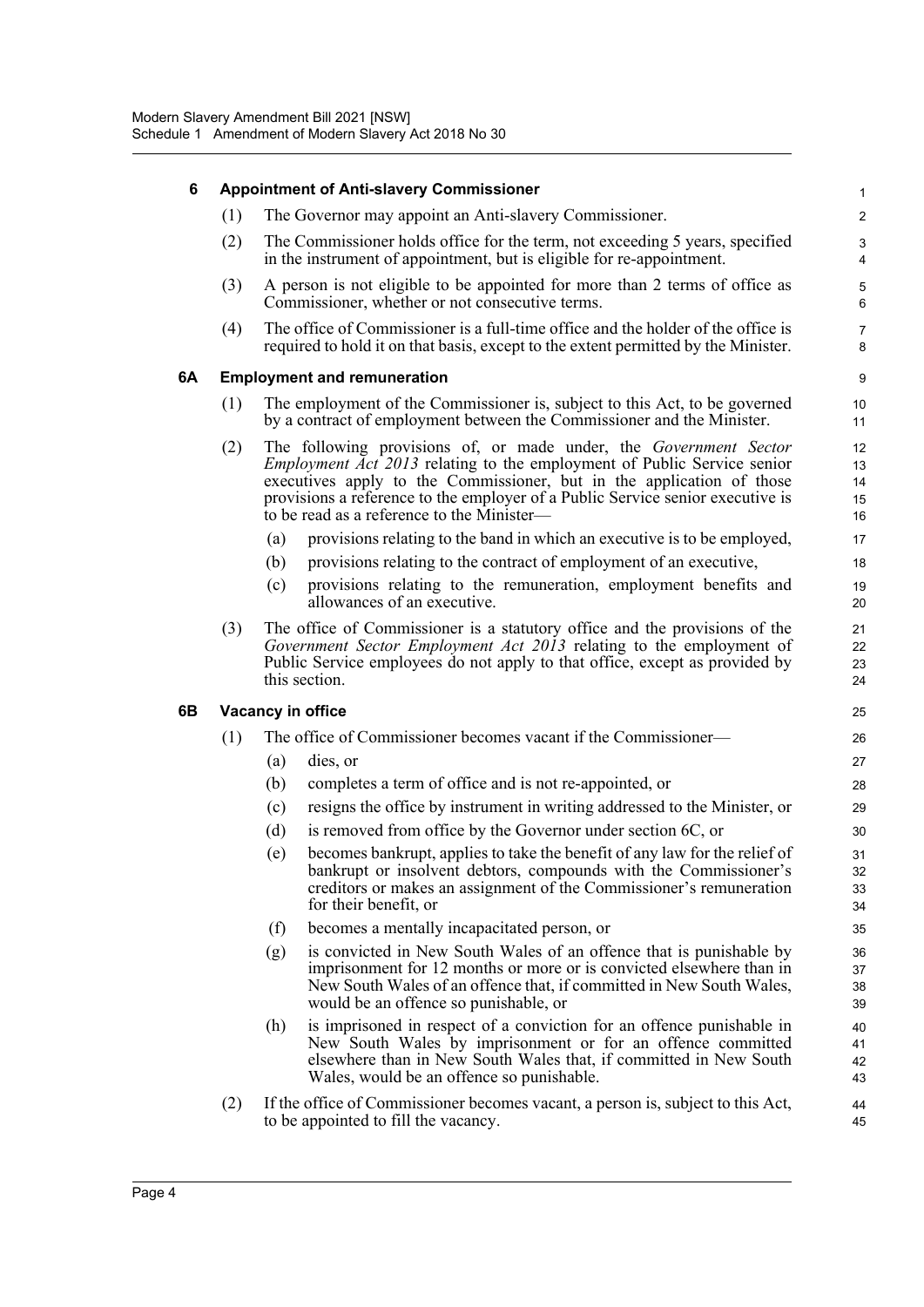### 6 Appointment of Anti-slavery Commissioner

(1) The Governor may appoint an Anti-slavery Commissioner.

(2) The Commissioner holds office for the term, not exceeding 5 years, specified in the instrument of appointment, but is eligible for re-appointment.

(3) A person is not eligible to be appointed for more than 2 terms of office as Commissioner, whether or not consecutive terms.

(4) The office of Commissioner is a full-time office and the holder of the office is required to hold it on that basis, except to the extent permitted by the Minister.

### 6A Employment and remuneration

(1) The employment of the Commissioner is, subject to this Act, to be governed by a contract of employment between the Commissioner and the Minister.

(2) The following provisions of, or made under, the *Government Sector Employment Act 2013* relating to the employment of Public Service senior executives apply to the Commissioner, but in the application of those provisions a reference to the employer of a Public Service senior executive is to be read as a reference to the Minister—

(a) provisions relating to the band in which an executive is to be employed,

(b) provisions relating to the contract of employment of an executive,

(c) provisions relating to the remuneration, employment benefits and allowances of an executive.

(3) The office of Commissioner is a statutory office and the provisions of the *Government Sector Employment Act 2013* relating to the employment of Public Service employees do not apply to that office, except as provided by this section.

### 6B Vacancy in office

(1) The office of Commissioner becomes vacant if the Commissioner—

(a) dies, or

(b) completes a term of office and is not re-appointed, or

(c) resigns the office by instrument in writing addressed to the Minister, or

(d) is removed from office by the Governor under section 6C, or

(e) becomes bankrupt, applies to take the benefit of any law for the relief of bankrupt or insolvent debtors, compounds with the Commissioner's creditors or makes an assignment of the Commissioner's remuneration for their benefit, or

(f) becomes a mentally incapacitated person, or

(g) is convicted in New South Wales of an offence that is punishable by imprisonment for 12 months or more or is convicted elsewhere than in New South Wales of an offence that, if committed in New South Wales, would be an offence so punishable, or

(h) is imprisoned in respect of a conviction for an offence punishable in New South Wales by imprisonment or for an offence committed elsewhere than in New South Wales that, if committed in New South Wales, would be an offence so punishable.

(2) If the office of Commissioner becomes vacant, a person is, subject to this Act, to be appointed to fill the vacancy.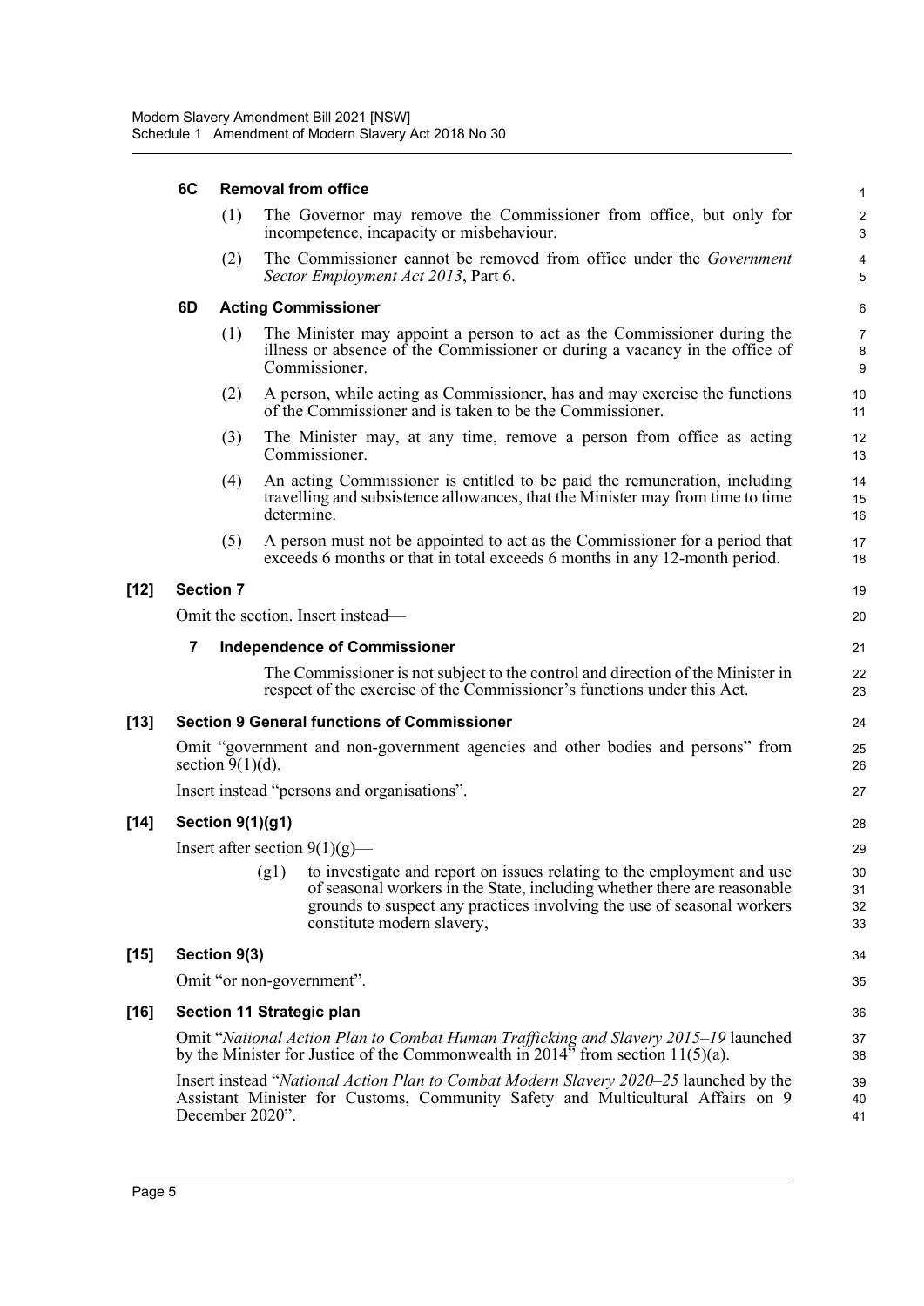#### 6C Removal from office

(1) The Governor may remove the Commissioner from office, but only for incompetence, incapacity or misbehaviour.

(2) The Commissioner cannot be removed from office under the *Government Sector Employment Act 2013*, Part 6.

#### 6D Acting Commissioner

(1) The Minister may appoint a person to act as the Commissioner during the illness or absence of the Commissioner or during a vacancy in the office of Commissioner.

(2) A person, while acting as Commissioner, has and may exercise the functions of the Commissioner and is taken to be the Commissioner.

(3) The Minister may, at any time, remove a person from office as acting Commissioner.

(4) An acting Commissioner is entitled to be paid the remuneration, including travelling and subsistence allowances, that the Minister may from time to time determine.

(5) A person must not be appointed to act as the Commissioner for a period that exceeds 6 months or that in total exceeds 6 months in any 12-month period.

### [12] Section 7

Omit the section. Insert instead—

#### 7 Independence of Commissioner

The Commissioner is not subject to the control and direction of the Minister in respect of the exercise of the Commissioner's functions under this Act.

### [13] Section 9 General functions of Commissioner

Omit "government and non-government agencies and other bodies and persons" from section 9(1)(d).

Insert instead "persons and organisations".

### [14] Section 9(1)(g1)

Insert after section 9(1)(g)—

(g1) to investigate and report on issues relating to the employment and use of seasonal workers in the State, including whether there are reasonable grounds to suspect any practices involving the use of seasonal workers constitute modern slavery,

### [15] Section 9(3)

Omit "or non-government".

### [16] Section 11 Strategic plan

Omit "*National Action Plan to Combat Human Trafficking and Slavery 2015–19* launched by the Minister for Justice of the Commonwealth in 2014" from section 11(5)(a).

Insert instead "*National Action Plan to Combat Modern Slavery 2020–25* launched by the Assistant Minister for Customs, Community Safety and Multicultural Affairs on 9 December 2020".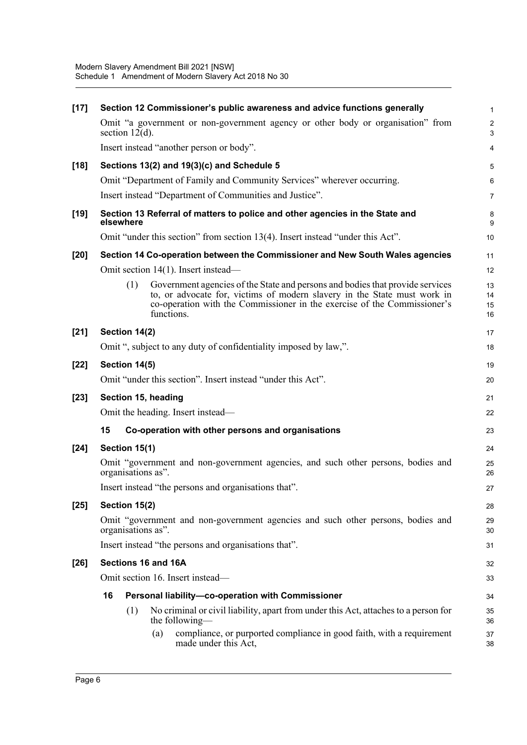**[17] Section 12 Commissioner's public awareness and advice functions generally**

Omit "a government or non-government agency or other body or organisation" from section 12(d).

Insert instead "another person or body".

**[18] Sections 13(2) and 19(3)(c) and Schedule 5**

Omit "Department of Family and Community Services" wherever occurring.

Insert instead "Department of Communities and Justice".

**[19] Section 13 Referral of matters to police and other agencies in the State and elsewhere**

Omit "under this section" from section 13(4). Insert instead "under this Act".

**[20] Section 14 Co-operation between the Commissioner and New South Wales agencies**

Omit section 14(1). Insert instead—

(1) Government agencies of the State and persons and bodies that provide services to, or advocate for, victims of modern slavery in the State must work in co-operation with the Commissioner in the exercise of the Commissioner's functions.

**[21] Section 14(2)**

Omit ", subject to any duty of confidentiality imposed by law,".

**[22] Section 14(5)**

Omit "under this section". Insert instead "under this Act".

**[23] Section 15, heading**

Omit the heading. Insert instead—

**15 Co-operation with other persons and organisations**

**[24] Section 15(1)**

Omit "government and non-government agencies, and such other persons, bodies and organisations as".

Insert instead "the persons and organisations that".

**[25] Section 15(2)**

Omit "government and non-government agencies and such other persons, bodies and organisations as".

Insert instead "the persons and organisations that".

**[26] Sections 16 and 16A**

Omit section 16. Insert instead—

**16 Personal liability—co-operation with Commissioner**

(1) No criminal or civil liability, apart from under this Act, attaches to a person for the following—

(a) compliance, or purported compliance in good faith, with a requirement made under this Act,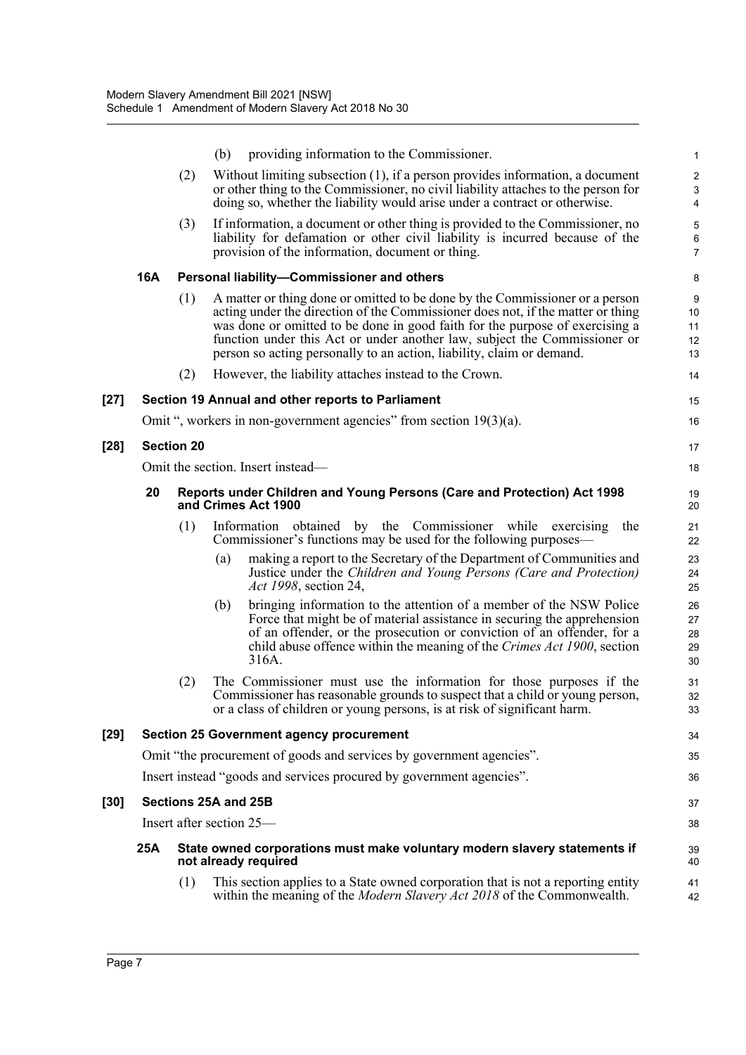(b) providing information to the Commissioner.

(2) Without limiting subsection (1), if a person provides information, a document or other thing to the Commissioner, no civil liability attaches to the person for doing so, whether the liability would arise under a contract or otherwise.

(3) If information, a document or other thing is provided to the Commissioner, no liability for defamation or other civil liability is incurred because of the provision of the information, document or thing.

**16A Personal liability—Commissioner and others**

(1) A matter or thing done or omitted to be done by the Commissioner or a person acting under the direction of the Commissioner does not, if the matter or thing was done or omitted to be done in good faith for the purpose of exercising a function under this Act or under another law, subject the Commissioner or person so acting personally to an action, liability, claim or demand.

(2) However, the liability attaches instead to the Crown.

**[27] Section 19 Annual and other reports to Parliament**

Omit ", workers in non-government agencies" from section 19(3)(a).

**[28] Section 20**

Omit the section. Insert instead—

**20 Reports under Children and Young Persons (Care and Protection) Act 1998 and Crimes Act 1900**

(1) Information obtained by the Commissioner while exercising the Commissioner's functions may be used for the following purposes—

(a) making a report to the Secretary of the Department of Communities and Justice under the *Children and Young Persons (Care and Protection) Act 1998*, section 24,

(b) bringing information to the attention of a member of the NSW Police Force that might be of material assistance in securing the apprehension of an offender, or the prosecution or conviction of an offender, for a child abuse offence within the meaning of the *Crimes Act 1900*, section 316A.

(2) The Commissioner must use the information for those purposes if the Commissioner has reasonable grounds to suspect that a child or young person, or a class of children or young persons, is at risk of significant harm.

**[29] Section 25 Government agency procurement**

Omit "the procurement of goods and services by government agencies".

Insert instead "goods and services procured by government agencies".

**[30] Sections 25A and 25B**

Insert after section 25—

**25A State owned corporations must make voluntary modern slavery statements if not already required**

(1) This section applies to a State owned corporation that is not a reporting entity within the meaning of the *Modern Slavery Act 2018* of the Commonwealth.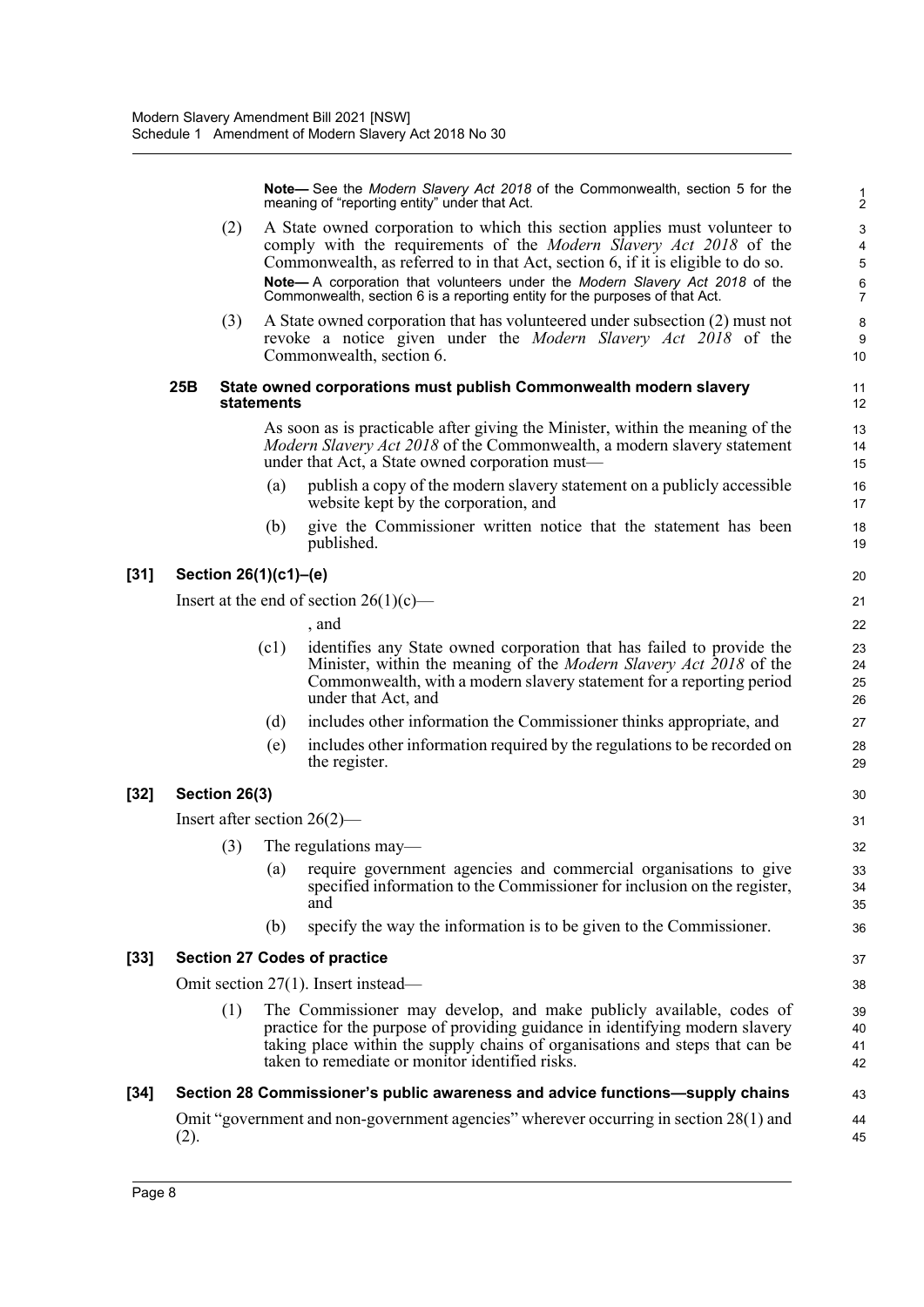**Note—** See the *Modern Slavery Act 2018* of the Commonwealth, section 5 for the meaning of "reporting entity" under that Act.

(2) A State owned corporation to which this section applies must volunteer to comply with the requirements of the *Modern Slavery Act 2018* of the Commonwealth, as referred to in that Act, section 6, if it is eligible to do so.

**Note—** A corporation that volunteers under the *Modern Slavery Act 2018* of the Commonwealth, section 6 is a reporting entity for the purposes of that Act.

(3) A State owned corporation that has volunteered under subsection (2) must not revoke a notice given under the *Modern Slavery Act 2018* of the Commonwealth, section 6.

#### 25B State owned corporations must publish Commonwealth modern slavery statements

As soon as is practicable after giving the Minister, within the meaning of the *Modern Slavery Act 2018* of the Commonwealth, a modern slavery statement under that Act, a State owned corporation must—

(a) publish a copy of the modern slavery statement on a publicly accessible website kept by the corporation, and

(b) give the Commissioner written notice that the statement has been published.

### [31] Section 26(1)(c1)–(e)

Insert at the end of section 26(1)(c)—

, and

(c1) identifies any State owned corporation that has failed to provide the Minister, within the meaning of the *Modern Slavery Act 2018* of the Commonwealth, with a modern slavery statement for a reporting period under that Act, and

(d) includes other information the Commissioner thinks appropriate, and

(e) includes other information required by the regulations to be recorded on the register.

### [32] Section 26(3)

Insert after section 26(2)—

(3) The regulations may—

(a) require government agencies and commercial organisations to give specified information to the Commissioner for inclusion on the register, and

(b) specify the way the information is to be given to the Commissioner.

### [33] Section 27 Codes of practice

Omit section 27(1). Insert instead—

(1) The Commissioner may develop, and make publicly available, codes of practice for the purpose of providing guidance in identifying modern slavery taking place within the supply chains of organisations and steps that can be taken to remediate or monitor identified risks.

### [34] Section 28 Commissioner's public awareness and advice functions—supply chains

Omit "government and non-government agencies" wherever occurring in section 28(1) and (2).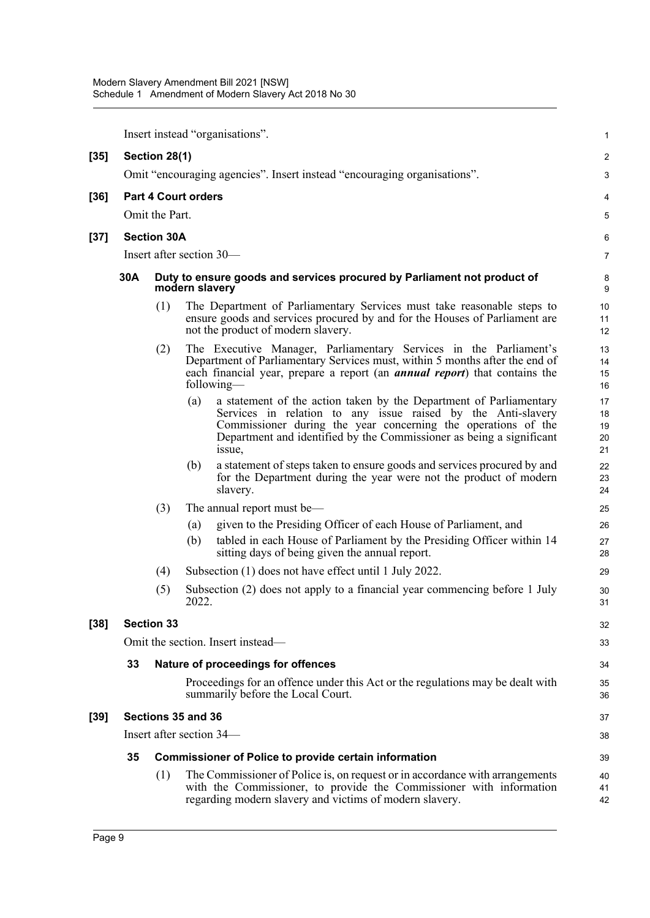Insert instead "organisations".

**[35] Section 28(1)**

Omit "encouraging agencies". Insert instead "encouraging organisations".

**[36] Part 4 Court orders**

Omit the Part.

**[37] Section 30A**

Insert after section 30—

**30A Duty to ensure goods and services procured by Parliament not product of modern slavery**

(1) The Department of Parliamentary Services must take reasonable steps to ensure goods and services procured by and for the Houses of Parliament are not the product of modern slavery.

(2) The Executive Manager, Parliamentary Services in the Parliament's Department of Parliamentary Services must, within 5 months after the end of each financial year, prepare a report (an ***annual report***) that contains the following—

(a) a statement of the action taken by the Department of Parliamentary Services in relation to any issue raised by the Anti-slavery Commissioner during the year concerning the operations of the Department and identified by the Commissioner as being a significant issue,

(b) a statement of steps taken to ensure goods and services procured by and for the Department during the year were not the product of modern slavery.

(3) The annual report must be—

(a) given to the Presiding Officer of each House of Parliament, and

(b) tabled in each House of Parliament by the Presiding Officer within 14 sitting days of being given the annual report.

(4) Subsection (1) does not have effect until 1 July 2022.

(5) Subsection (2) does not apply to a financial year commencing before 1 July 2022.

**[38] Section 33**

Omit the section. Insert instead—

**33 Nature of proceedings for offences**

Proceedings for an offence under this Act or the regulations may be dealt with summarily before the Local Court.

**[39] Sections 35 and 36**

Insert after section 34—

**35 Commissioner of Police to provide certain information**

(1) The Commissioner of Police is, on request or in accordance with arrangements with the Commissioner, to provide the Commissioner with information regarding modern slavery and victims of modern slavery.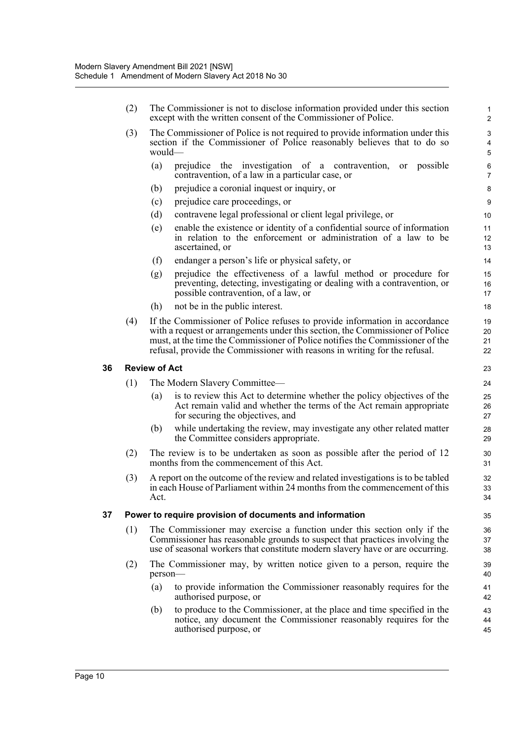(2) The Commissioner is not to disclose information provided under this section except with the written consent of the Commissioner of Police.

(3) The Commissioner of Police is not required to provide information under this section if the Commissioner of Police reasonably believes that to do so would—

(a) prejudice the investigation of a contravention, or possible contravention, of a law in a particular case, or

(b) prejudice a coronial inquest or inquiry, or

(c) prejudice care proceedings, or

(d) contravene legal professional or client legal privilege, or

(e) enable the existence or identity of a confidential source of information in relation to the enforcement or administration of a law to be ascertained, or

(f) endanger a person's life or physical safety, or

(g) prejudice the effectiveness of a lawful method or procedure for preventing, detecting, investigating or dealing with a contravention, or possible contravention, of a law, or

(h) not be in the public interest.

(4) If the Commissioner of Police refuses to provide information in accordance with a request or arrangements under this section, the Commissioner of Police must, at the time the Commissioner of Police notifies the Commissioner of the refusal, provide the Commissioner with reasons in writing for the refusal.

**36 Review of Act**

(1) The Modern Slavery Committee—

(a) is to review this Act to determine whether the policy objectives of the Act remain valid and whether the terms of the Act remain appropriate for securing the objectives, and

(b) while undertaking the review, may investigate any other related matter the Committee considers appropriate.

(2) The review is to be undertaken as soon as possible after the period of 12 months from the commencement of this Act.

(3) A report on the outcome of the review and related investigations is to be tabled in each House of Parliament within 24 months from the commencement of this Act.

**37 Power to require provision of documents and information**

(1) The Commissioner may exercise a function under this section only if the Commissioner has reasonable grounds to suspect that practices involving the use of seasonal workers that constitute modern slavery have or are occurring.

(2) The Commissioner may, by written notice given to a person, require the person—

(a) to provide information the Commissioner reasonably requires for the authorised purpose, or

(b) to produce to the Commissioner, at the place and time specified in the notice, any document the Commissioner reasonably requires for the authorised purpose, or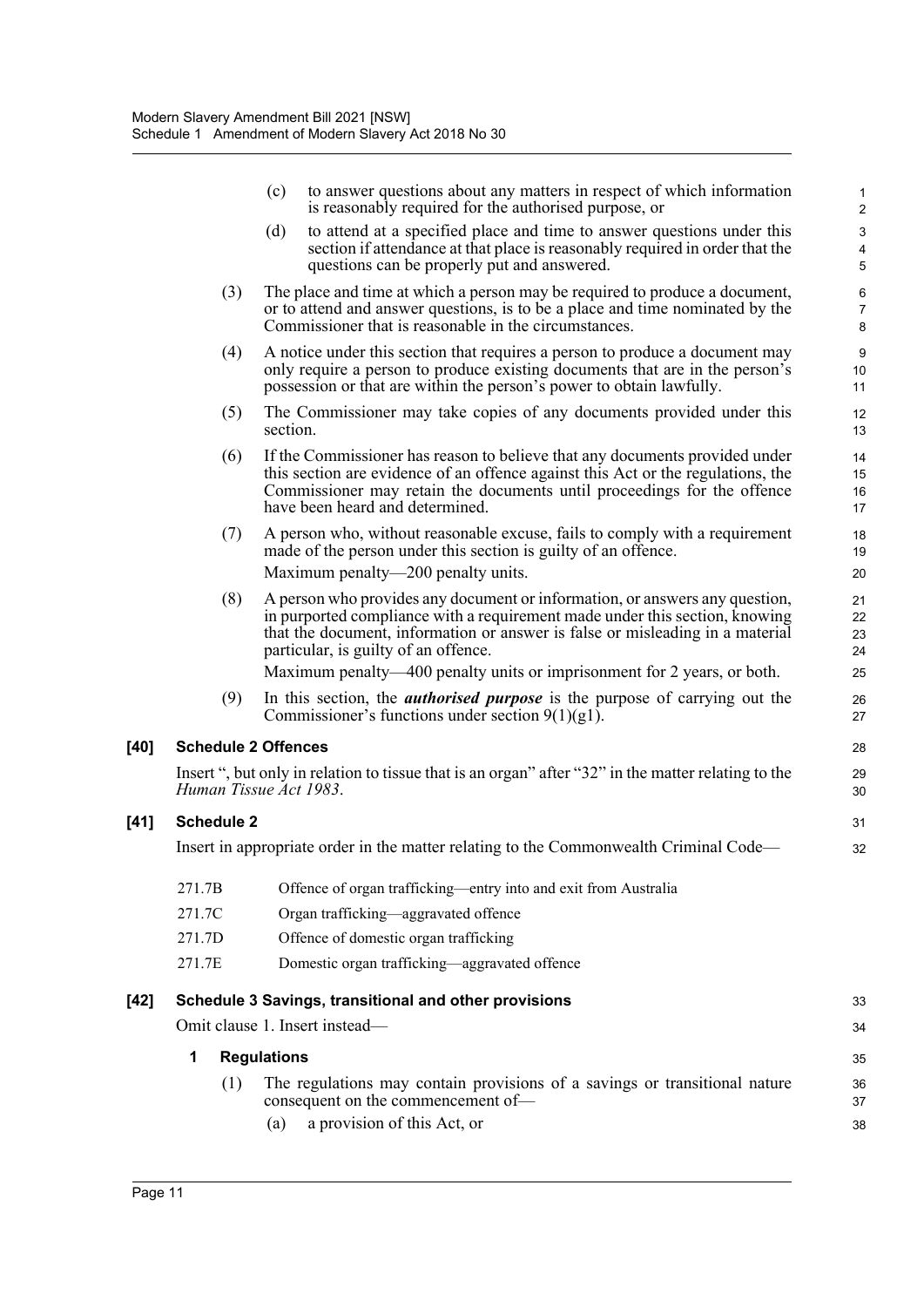(c) to answer questions about any matters in respect of which information is reasonably required for the authorised purpose, or

(d) to attend at a specified place and time to answer questions under this section if attendance at that place is reasonably required in order that the questions can be properly put and answered.

(3) The place and time at which a person may be required to produce a document, or to attend and answer questions, is to be a place and time nominated by the Commissioner that is reasonable in the circumstances.

(4) A notice under this section that requires a person to produce a document may only require a person to produce existing documents that are in the person's possession or that are within the person's power to obtain lawfully.

(5) The Commissioner may take copies of any documents provided under this section.

(6) If the Commissioner has reason to believe that any documents provided under this section are evidence of an offence against this Act or the regulations, the Commissioner may retain the documents until proceedings for the offence have been heard and determined.

(7) A person who, without reasonable excuse, fails to comply with a requirement made of the person under this section is guilty of an offence.

Maximum penalty—200 penalty units.

(8) A person who provides any document or information, or answers any question, in purported compliance with a requirement made under this section, knowing that the document, information or answer is false or misleading in a material particular, is guilty of an offence.

Maximum penalty—400 penalty units or imprisonment for 2 years, or both.

(9) In this section, the ***authorised purpose*** is the purpose of carrying out the Commissioner's functions under section 9(1)(g1).

### [40] Schedule 2 Offences

Insert ", but only in relation to tissue that is an organ" after "32" in the matter relating to the *Human Tissue Act 1983*.

### [41] Schedule 2

Insert in appropriate order in the matter relating to the Commonwealth Criminal Code—

| | |
|---|---|
| 271.7B | Offence of organ trafficking—entry into and exit from Australia |
| 271.7C | Organ trafficking—aggravated offence |
| 271.7D | Offence of domestic organ trafficking |
| 271.7E | Domestic organ trafficking—aggravated offence |

### [42] Schedule 3 Savings, transitional and other provisions

Omit clause 1. Insert instead—

**1 Regulations**

(1) The regulations may contain provisions of a savings or transitional nature consequent on the commencement of—

(a) a provision of this Act, or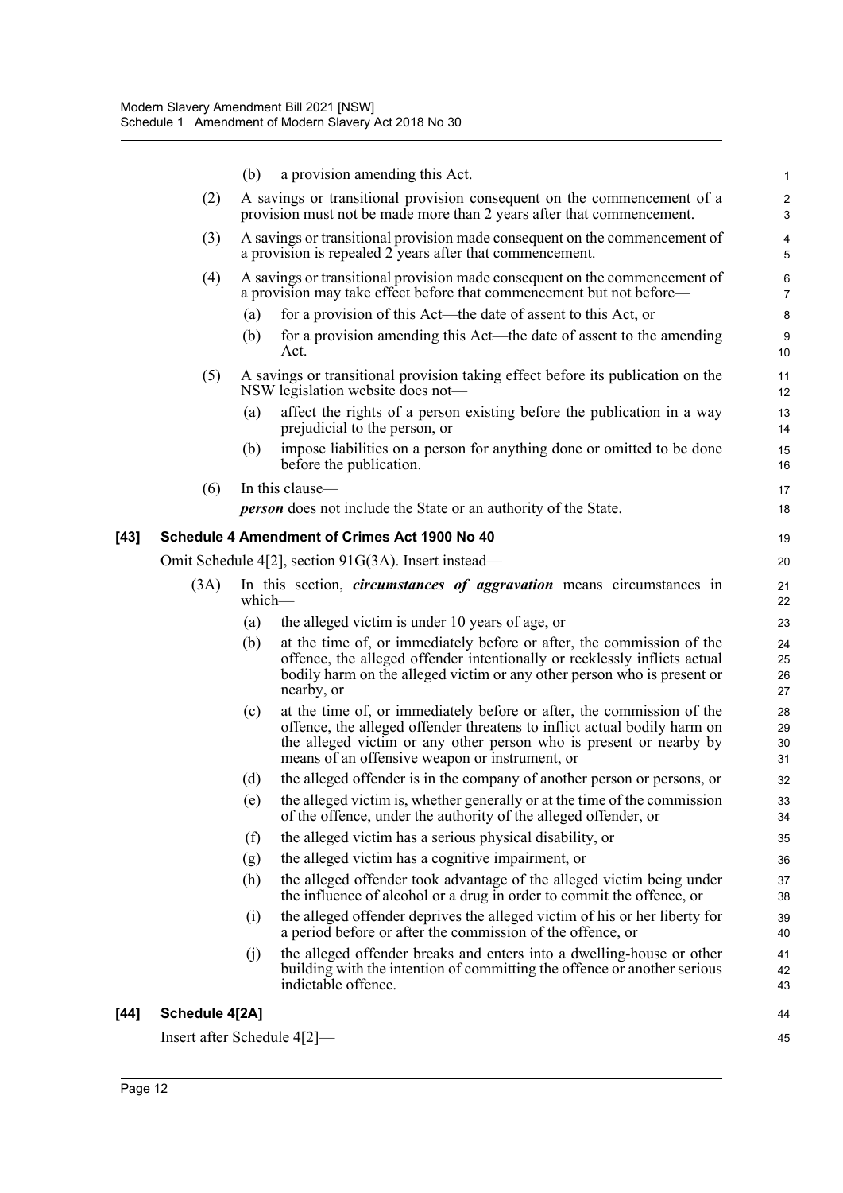(b) a provision amending this Act.

(2) A savings or transitional provision consequent on the commencement of a provision must not be made more than 2 years after that commencement.

(3) A savings or transitional provision made consequent on the commencement of a provision is repealed 2 years after that commencement.

(4) A savings or transitional provision made consequent on the commencement of a provision may take effect before that commencement but not before—

(a) for a provision of this Act—the date of assent to this Act, or

(b) for a provision amending this Act—the date of assent to the amending Act.

(5) A savings or transitional provision taking effect before its publication on the NSW legislation website does not—

(a) affect the rights of a person existing before the publication in a way prejudicial to the person, or

(b) impose liabilities on a person for anything done or omitted to be done before the publication.

(6) In this clause—

***person*** does not include the State or an authority of the State.

### [43] Schedule 4 Amendment of Crimes Act 1900 No 40

Omit Schedule 4[2], section 91G(3A). Insert instead—

(3A) In this section, ***circumstances of aggravation*** means circumstances in which—

(a) the alleged victim is under 10 years of age, or

(b) at the time of, or immediately before or after, the commission of the offence, the alleged offender intentionally or recklessly inflicts actual bodily harm on the alleged victim or any other person who is present or nearby, or

(c) at the time of, or immediately before or after, the commission of the offence, the alleged offender threatens to inflict actual bodily harm on the alleged victim or any other person who is present or nearby by means of an offensive weapon or instrument, or

(d) the alleged offender is in the company of another person or persons, or

(e) the alleged victim is, whether generally or at the time of the commission of the offence, under the authority of the alleged offender, or

(f) the alleged victim has a serious physical disability, or

(g) the alleged victim has a cognitive impairment, or

(h) the alleged offender took advantage of the alleged victim being under the influence of alcohol or a drug in order to commit the offence, or

(i) the alleged offender deprives the alleged victim of his or her liberty for a period before or after the commission of the offence, or

(j) the alleged offender breaks and enters into a dwelling-house or other building with the intention of committing the offence or another serious indictable offence.

### [44] Schedule 4[2A]

Insert after Schedule 4[2]—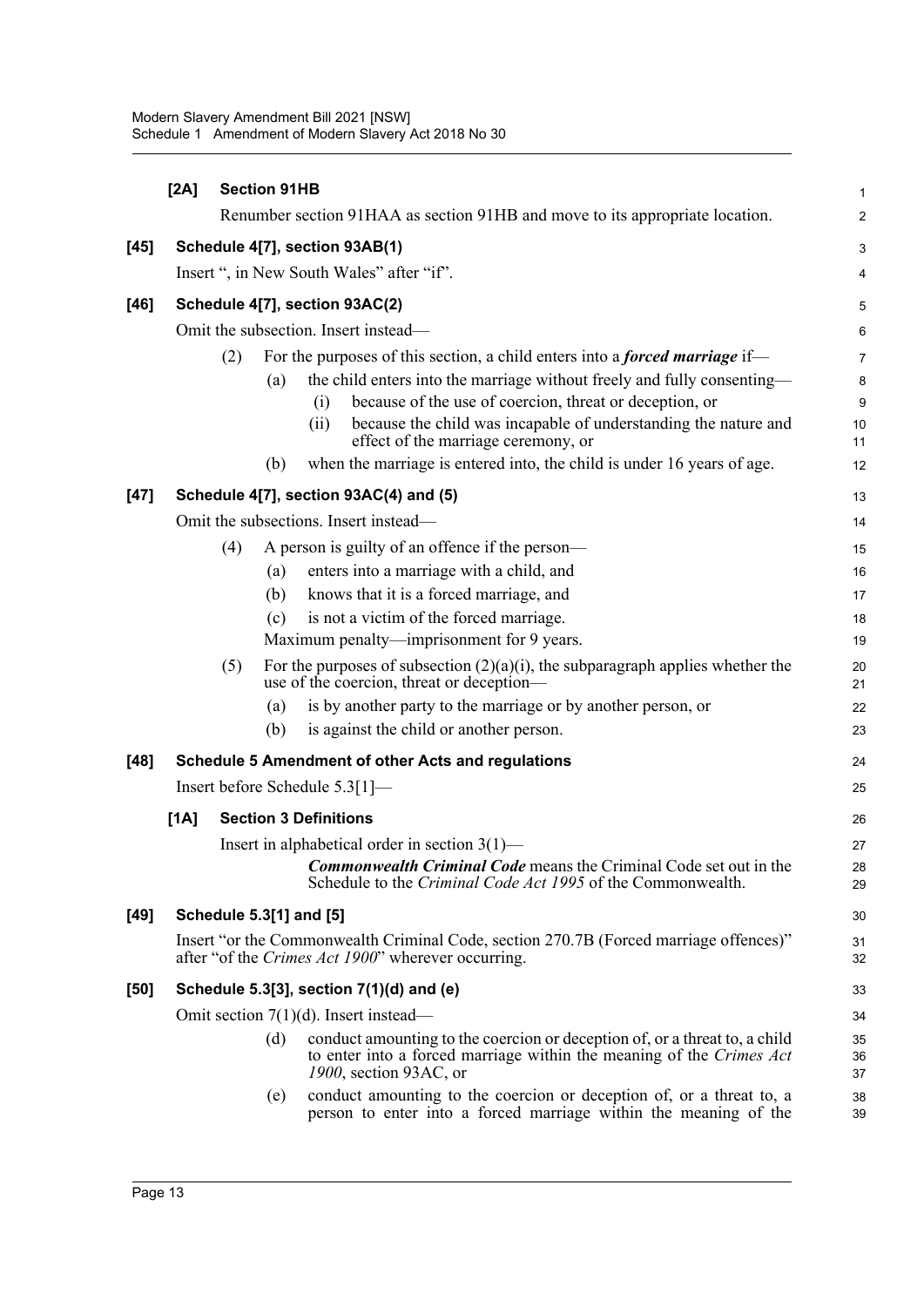**[2A] Section 91HB**

Renumber section 91HAA as section 91HB and move to its appropriate location.

**[45] Schedule 4[7], section 93AB(1)**

Insert ", in New South Wales" after "if".

**[46] Schedule 4[7], section 93AC(2)**

Omit the subsection. Insert instead—

(2) For the purposes of this section, a child enters into a ***forced marriage*** if—

(a) the child enters into the marriage without freely and fully consenting—

(i) because of the use of coercion, threat or deception, or

(ii) because the child was incapable of understanding the nature and effect of the marriage ceremony, or

(b) when the marriage is entered into, the child is under 16 years of age.

**[47] Schedule 4[7], section 93AC(4) and (5)**

Omit the subsections. Insert instead—

(4) A person is guilty of an offence if the person—

(a) enters into a marriage with a child, and

(b) knows that it is a forced marriage, and

(c) is not a victim of the forced marriage.

Maximum penalty—imprisonment for 9 years.

(5) For the purposes of subsection (2)(a)(i), the subparagraph applies whether the use of the coercion, threat or deception—

(a) is by another party to the marriage or by another person, or

(b) is against the child or another person.

**[48] Schedule 5 Amendment of other Acts and regulations**

Insert before Schedule 5.3[1]—

**[1A] Section 3 Definitions**

Insert in alphabetical order in section 3(1)—

***Commonwealth Criminal Code*** means the Criminal Code set out in the Schedule to the *Criminal Code Act 1995* of the Commonwealth.

**[49] Schedule 5.3[1] and [5]**

Insert "or the Commonwealth Criminal Code, section 270.7B (Forced marriage offences)" after "of the *Crimes Act 1900*" wherever occurring.

**[50] Schedule 5.3[3], section 7(1)(d) and (e)**

Omit section 7(1)(d). Insert instead—

(d) conduct amounting to the coercion or deception of, or a threat to, a child to enter into a forced marriage within the meaning of the *Crimes Act 1900*, section 93AC, or

(e) conduct amounting to the coercion or deception of, or a threat to, a person to enter into a forced marriage within the meaning of the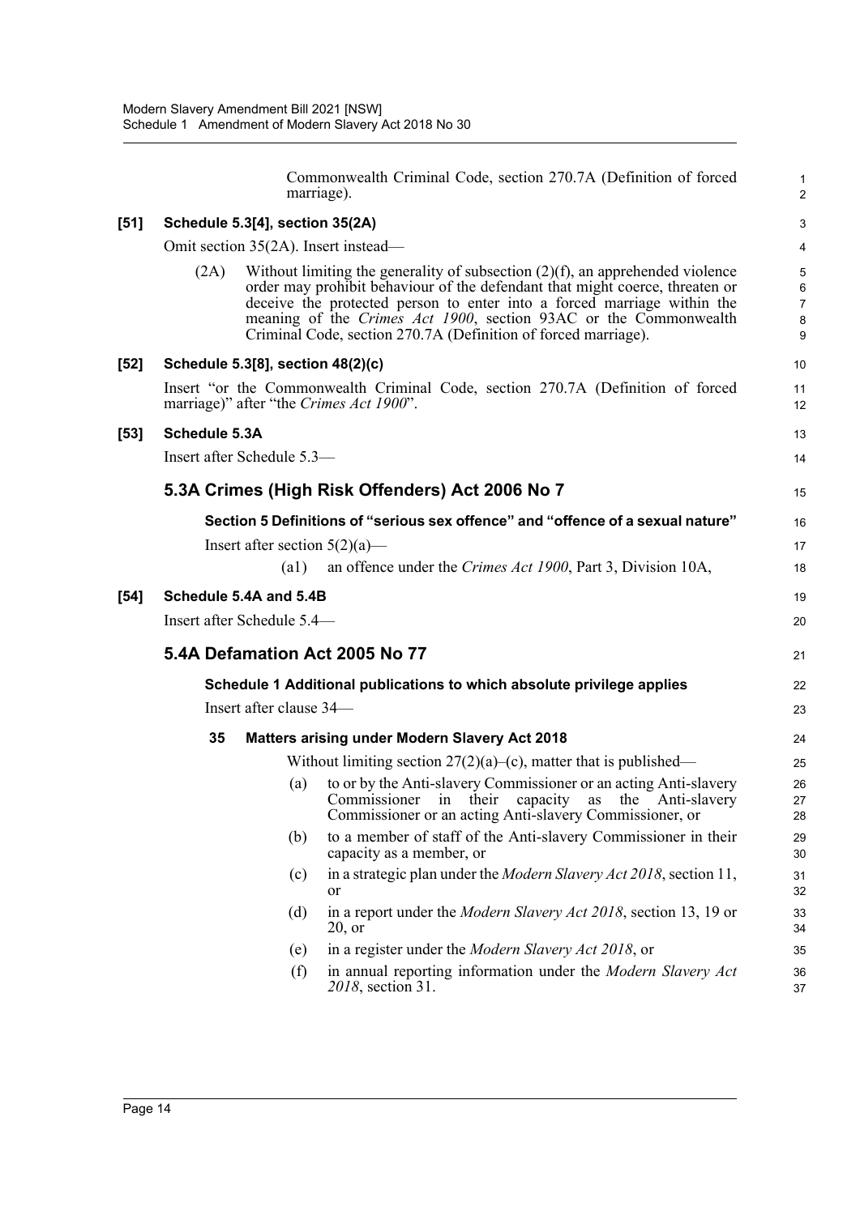Commonwealth Criminal Code, section 270.7A (Definition of forced marriage).

**[51] Schedule 5.3[4], section 35(2A)**

Omit section 35(2A). Insert instead—

(2A) Without limiting the generality of subsection (2)(f), an apprehended violence order may prohibit behaviour of the defendant that might coerce, threaten or deceive the protected person to enter into a forced marriage within the meaning of the *Crimes Act 1900*, section 93AC or the Commonwealth Criminal Code, section 270.7A (Definition of forced marriage).

**[52] Schedule 5.3[8], section 48(2)(c)**

Insert "or the Commonwealth Criminal Code, section 270.7A (Definition of forced marriage)" after "the *Crimes Act 1900*".

**[53] Schedule 5.3A**

Insert after Schedule 5.3—

## 5.3A Crimes (High Risk Offenders) Act 2006 No 7

**Section 5 Definitions of "serious sex offence" and "offence of a sexual nature"**

Insert after section 5(2)(a)—

(a1) an offence under the *Crimes Act 1900*, Part 3, Division 10A,

**[54] Schedule 5.4A and 5.4B**

Insert after Schedule 5.4—

## 5.4A Defamation Act 2005 No 77

**Schedule 1 Additional publications to which absolute privilege applies**

Insert after clause 34—

**35 Matters arising under Modern Slavery Act 2018**

Without limiting section 27(2)(a)–(c), matter that is published—

(a) to or by the Anti-slavery Commissioner or an acting Anti-slavery Commissioner in their capacity as the Anti-slavery Commissioner or an acting Anti-slavery Commissioner, or

(b) to a member of staff of the Anti-slavery Commissioner in their capacity as a member, or

(c) in a strategic plan under the *Modern Slavery Act 2018*, section 11, or

(d) in a report under the *Modern Slavery Act 2018*, section 13, 19 or 20, or

(e) in a register under the *Modern Slavery Act 2018*, or

(f) in annual reporting information under the *Modern Slavery Act 2018*, section 31.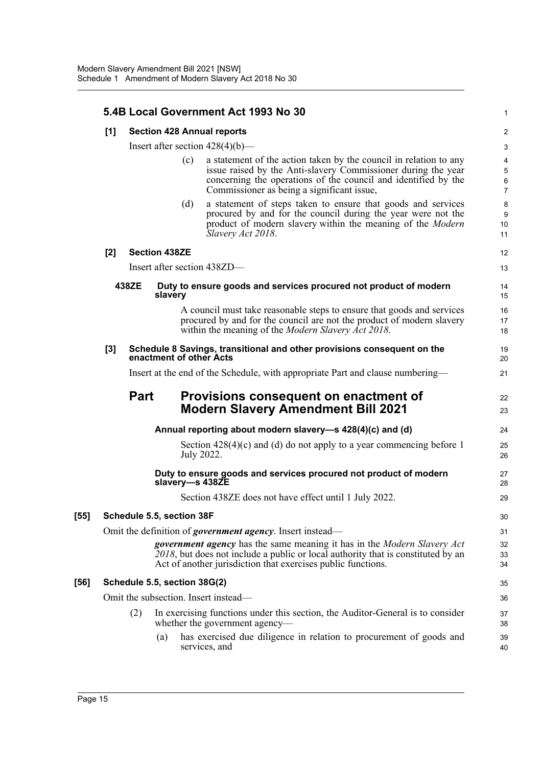### 5.4B Local Government Act 1993 No 30

**[1] Section 428 Annual reports**

Insert after section 428(4)(b)—

(c) a statement of the action taken by the council in relation to any issue raised by the Anti-slavery Commissioner during the year concerning the operations of the council and identified by the Commissioner as being a significant issue,

(d) a statement of steps taken to ensure that goods and services procured by and for the council during the year were not the product of modern slavery within the meaning of the *Modern Slavery Act 2018*.

**[2] Section 438ZE**

Insert after section 438ZD—

**438ZE Duty to ensure goods and services procured not product of modern slavery**

A council must take reasonable steps to ensure that goods and services procured by and for the council are not the product of modern slavery within the meaning of the *Modern Slavery Act 2018*.

**[3] Schedule 8 Savings, transitional and other provisions consequent on the enactment of other Acts**

Insert at the end of the Schedule, with appropriate Part and clause numbering—

## Part Provisions consequent on enactment of Modern Slavery Amendment Bill 2021

**Annual reporting about modern slavery—s 428(4)(c) and (d)**

Section 428(4)(c) and (d) do not apply to a year commencing before 1 July 2022.

**Duty to ensure goods and services procured not product of modern slavery—s 438ZE**

Section 438ZE does not have effect until 1 July 2022.

**[55] Schedule 5.5, section 38F**

Omit the definition of ***government agency***. Insert instead—

***government agency*** has the same meaning it has in the *Modern Slavery Act 2018*, but does not include a public or local authority that is constituted by an Act of another jurisdiction that exercises public functions.

**[56] Schedule 5.5, section 38G(2)**

Omit the subsection. Insert instead—

(2) In exercising functions under this section, the Auditor-General is to consider whether the government agency—

(a) has exercised due diligence in relation to procurement of goods and services, and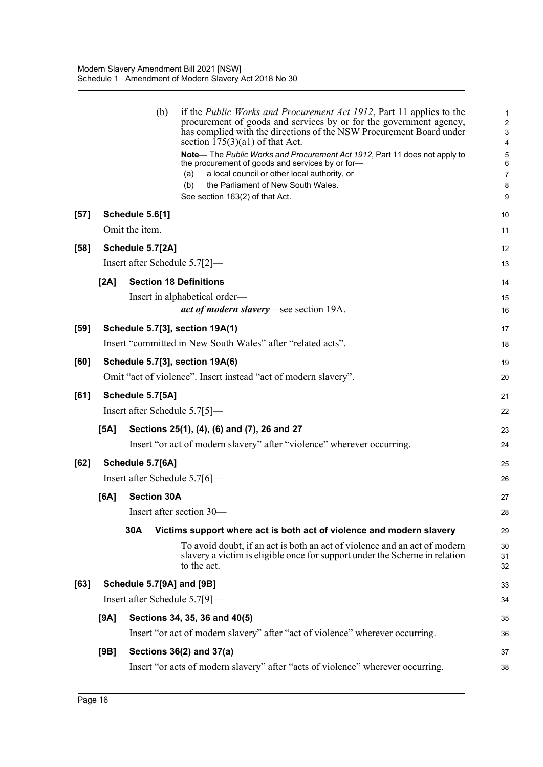(b) if the *Public Works and Procurement Act 1912*, Part 11 applies to the procurement of goods and services by or for the government agency, has complied with the directions of the NSW Procurement Board under section 175(3)(a1) of that Act.

**Note—** The *Public Works and Procurement Act 1912*, Part 11 does not apply to the procurement of goods and services by or for—

(a) a local council or other local authority, or

(b) the Parliament of New South Wales.

See section 163(2) of that Act.

**[57] Schedule 5.6[1]**

Omit the item.

**[58] Schedule 5.7[2A]**

Insert after Schedule 5.7[2]—

**[2A] Section 18 Definitions**

Insert in alphabetical order—

***act of modern slavery***—see section 19A.

**[59] Schedule 5.7[3], section 19A(1)**

Insert "committed in New South Wales" after "related acts".

**[60] Schedule 5.7[3], section 19A(6)**

Omit "act of violence". Insert instead "act of modern slavery".

**[61] Schedule 5.7[5A]**

Insert after Schedule 5.7[5]—

**[5A] Sections 25(1), (4), (6) and (7), 26 and 27**

Insert "or act of modern slavery" after "violence" wherever occurring.

**[62] Schedule 5.7[6A]**

Insert after Schedule 5.7[6]—

**[6A] Section 30A**

Insert after section 30—

**30A Victims support where act is both act of violence and modern slavery**

To avoid doubt, if an act is both an act of violence and an act of modern slavery a victim is eligible once for support under the Scheme in relation to the act.

**[63] Schedule 5.7[9A] and [9B]**

Insert after Schedule 5.7[9]—

**[9A] Sections 34, 35, 36 and 40(5)**

Insert "or act of modern slavery" after "act of violence" wherever occurring.

**[9B] Sections 36(2) and 37(a)**

Insert "or acts of modern slavery" after "acts of violence" wherever occurring.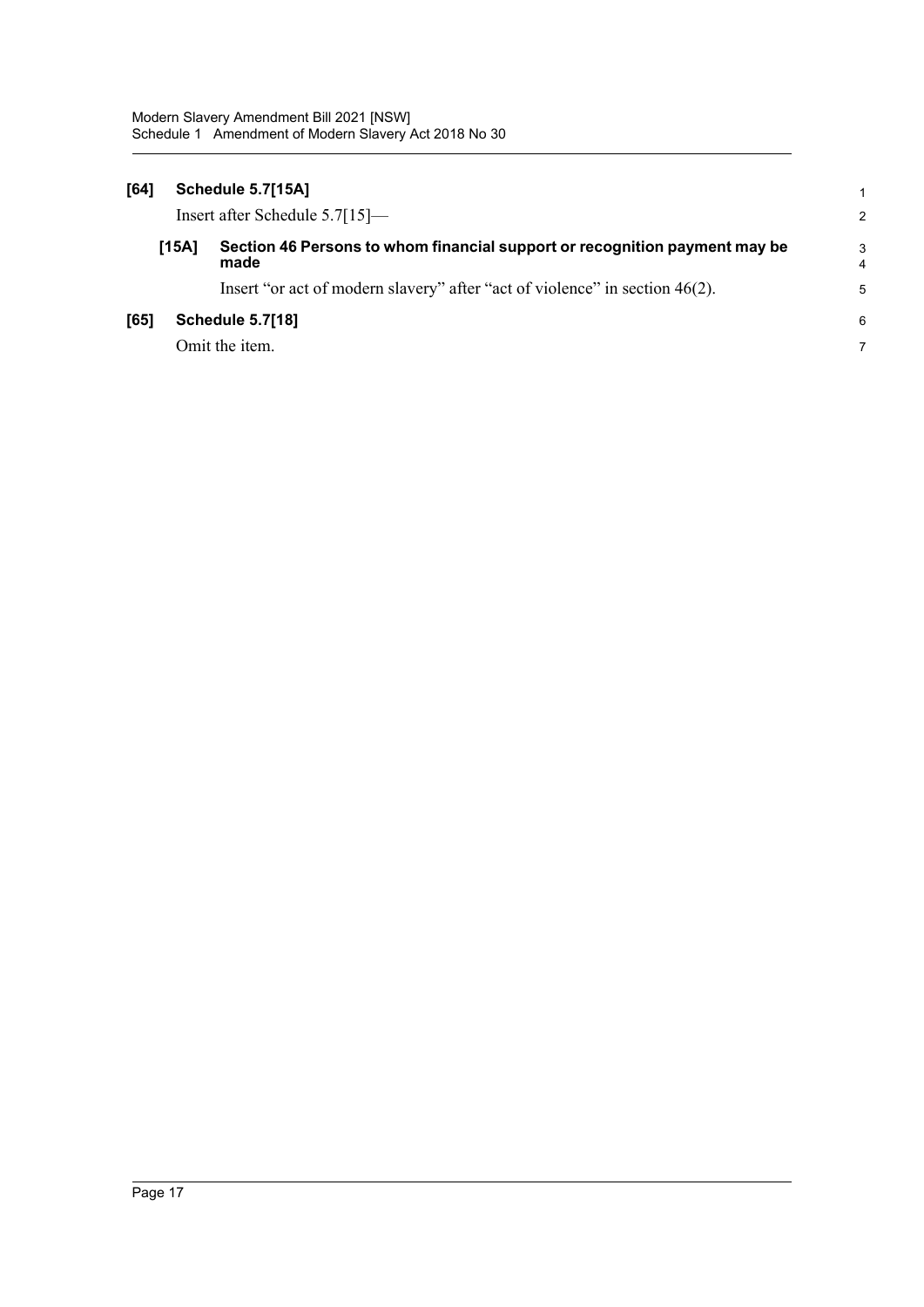**[64] Schedule 5.7[15A]**

Insert after Schedule 5.7[15]—

**[15A] Section 46 Persons to whom financial support or recognition payment may be made**

Insert "or act of modern slavery" after "act of violence" in section 46(2).

**[65] Schedule 5.7[18]**

Omit the item.